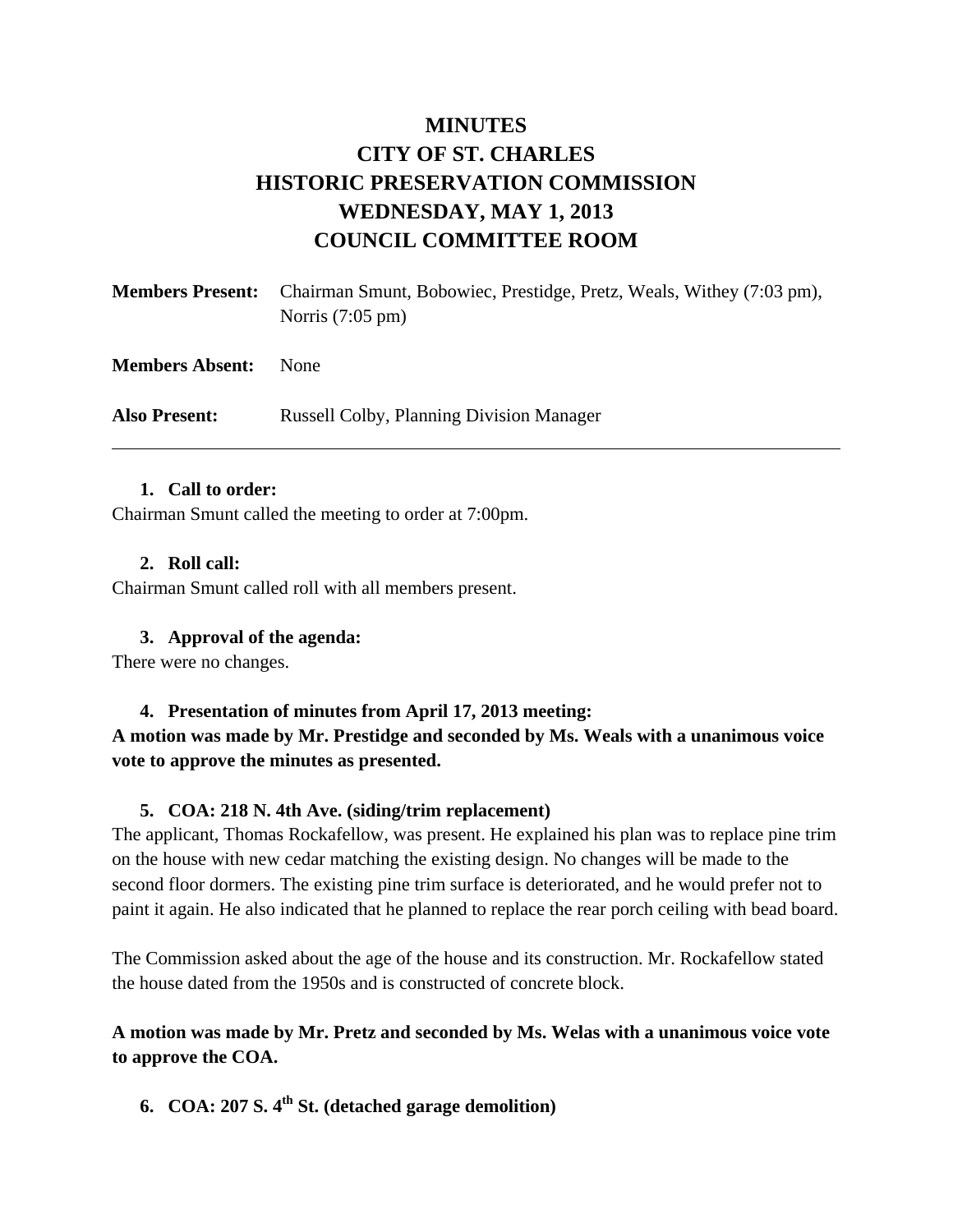# MINUTES
# CITY OF ST. CHARLES
# HISTORIC PRESERVATION COMMISSION
# WEDNESDAY, MAY 1, 2013
# COUNCIL COMMITTEE ROOM

**Members Present:** Chairman Smunt, Bobowiec, Prestidge, Pretz, Weals, Withey (7:03 pm), Norris (7:05 pm)

**Members Absent:** None

**Also Present:** Russell Colby, Planning Division Manager

---

1. **Call to order:**

Chairman Smunt called the meeting to order at 7:00pm.

2. **Roll call:**

Chairman Smunt called roll with all members present.

3. **Approval of the agenda:**

There were no changes.

4. **Presentation of minutes from April 17, 2013 meeting:**

**A motion was made by Mr. Prestidge and seconded by Ms. Weals with a unanimous voice vote to approve the minutes as presented.**

5. **COA: 218 N. 4th Ave. (siding/trim replacement)**

The applicant, Thomas Rockafellow, was present. He explained his plan was to replace pine trim on the house with new cedar matching the existing design. No changes will be made to the second floor dormers. The existing pine trim surface is deteriorated, and he would prefer not to paint it again. He also indicated that he planned to replace the rear porch ceiling with bead board.

The Commission asked about the age of the house and its construction. Mr. Rockafellow stated the house dated from the 1950s and is constructed of concrete block.

**A motion was made by Mr. Pretz and seconded by Ms. Welas with a unanimous voice vote to approve the COA.**

6. **COA: 207 S. 4th St. (detached garage demolition)**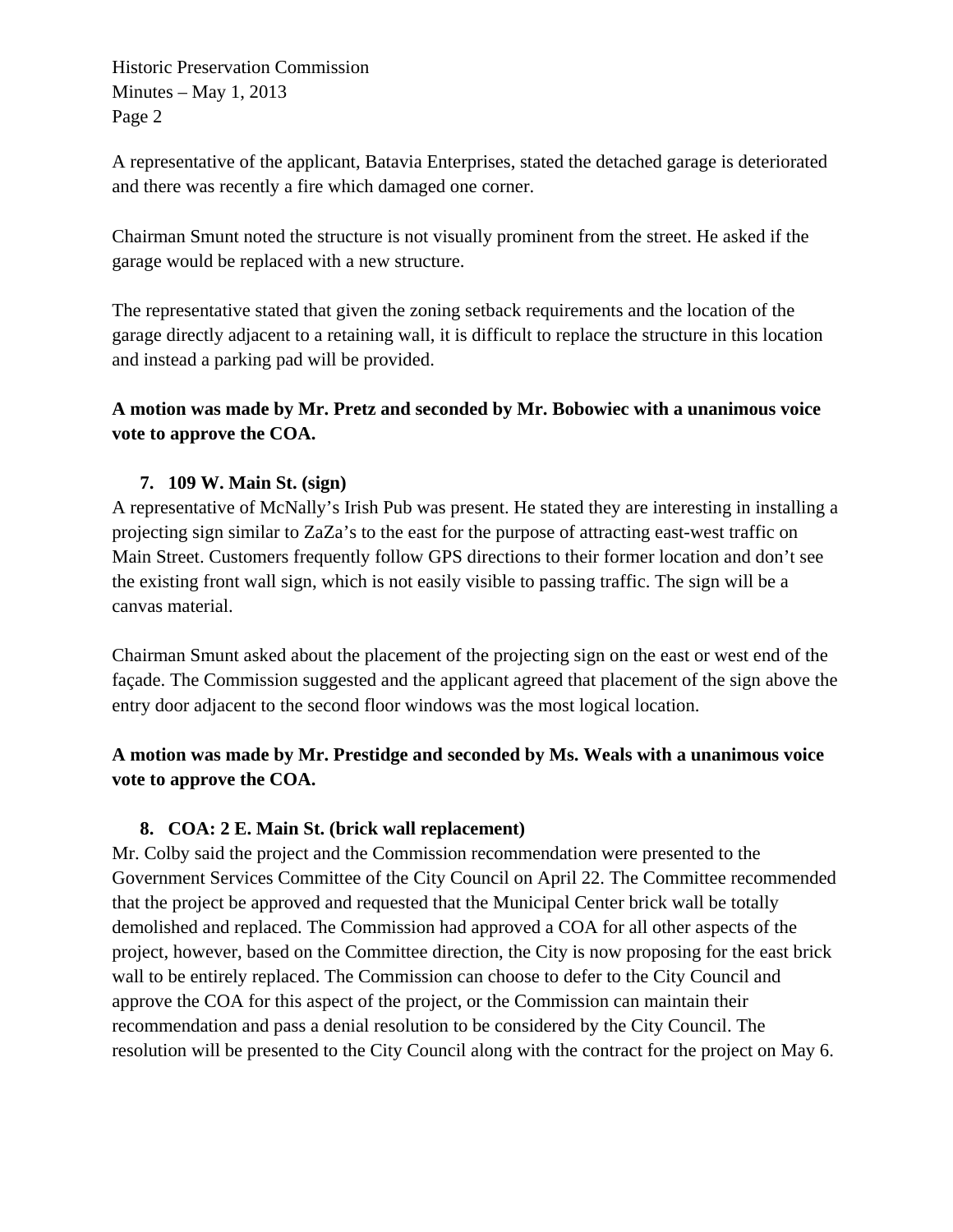A representative of the applicant, Batavia Enterprises, stated the detached garage is deteriorated and there was recently a fire which damaged one corner.

Chairman Smunt noted the structure is not visually prominent from the street. He asked if the garage would be replaced with a new structure.

The representative stated that given the zoning setback requirements and the location of the garage directly adjacent to a retaining wall, it is difficult to replace the structure in this location and instead a parking pad will be provided.

**A motion was made by Mr. Pretz and seconded by Mr. Bobowiec with a unanimous voice vote to approve the COA.**

7. **109 W. Main St. (sign)**

A representative of McNally's Irish Pub was present. He stated they are interesting in installing a projecting sign similar to ZaZa's to the east for the purpose of attracting east-west traffic on Main Street. Customers frequently follow GPS directions to their former location and don't see the existing front wall sign, which is not easily visible to passing traffic. The sign will be a canvas material.

Chairman Smunt asked about the placement of the projecting sign on the east or west end of the façade. The Commission suggested and the applicant agreed that placement of the sign above the entry door adjacent to the second floor windows was the most logical location.

**A motion was made by Mr. Prestidge and seconded by Ms. Weals with a unanimous voice vote to approve the COA.**

8. **COA: 2 E. Main St. (brick wall replacement)**

Mr. Colby said the project and the Commission recommendation were presented to the Government Services Committee of the City Council on April 22. The Committee recommended that the project be approved and requested that the Municipal Center brick wall be totally demolished and replaced. The Commission had approved a COA for all other aspects of the project, however, based on the Committee direction, the City is now proposing for the east brick wall to be entirely replaced. The Commission can choose to defer to the City Council and approve the COA for this aspect of the project, or the Commission can maintain their recommendation and pass a denial resolution to be considered by the City Council. The resolution will be presented to the City Council along with the contract for the project on May 6.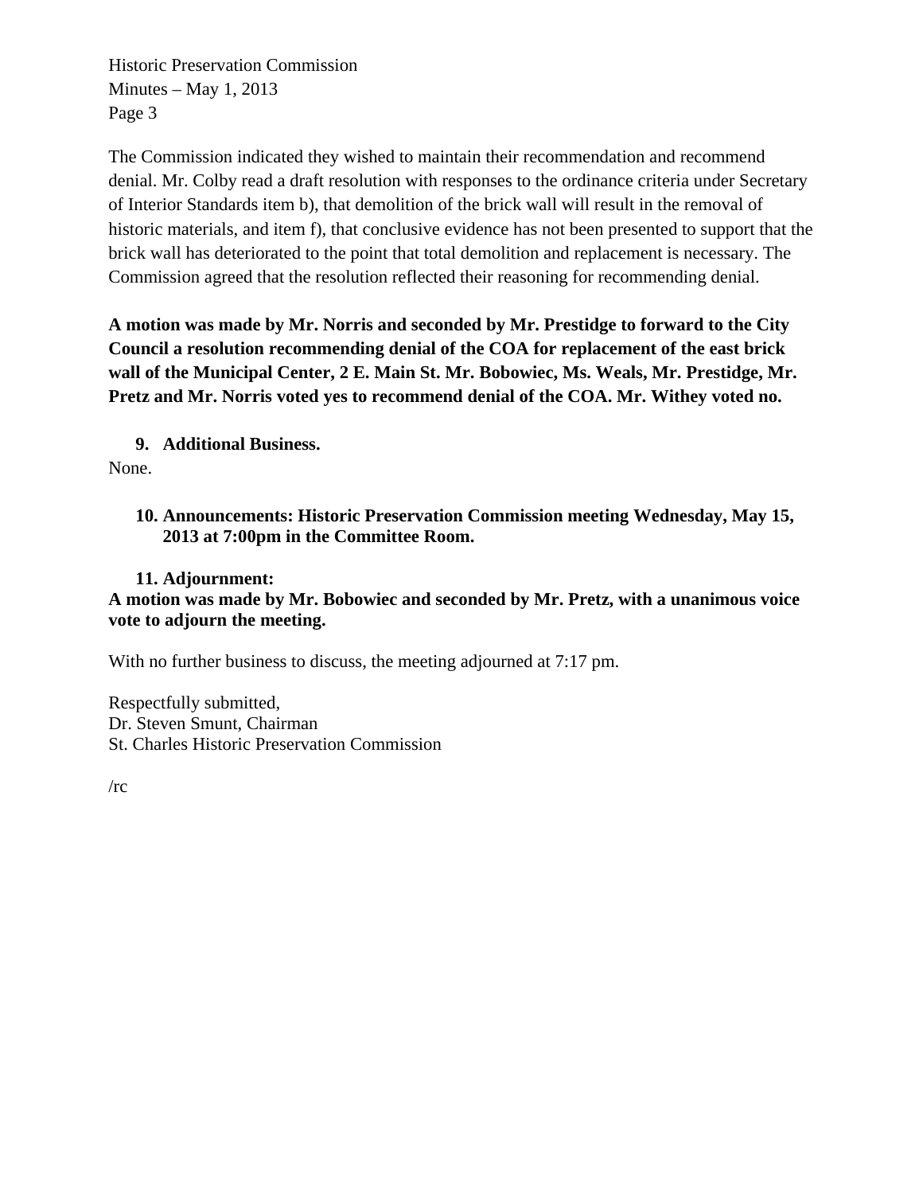The Commission indicated they wished to maintain their recommendation and recommend denial. Mr. Colby read a draft resolution with responses to the ordinance criteria under Secretary of Interior Standards item b), that demolition of the brick wall will result in the removal of historic materials, and item f), that conclusive evidence has not been presented to support that the brick wall has deteriorated to the point that total demolition and replacement is necessary. The Commission agreed that the resolution reflected their reasoning for recommending denial.

**A motion was made by Mr. Norris and seconded by Mr. Prestidge to forward to the City Council a resolution recommending denial of the COA for replacement of the east brick wall of the Municipal Center, 2 E. Main St. Mr. Bobowiec, Ms. Weals, Mr. Prestidge, Mr. Pretz and Mr. Norris voted yes to recommend denial of the COA. Mr. Withey voted no.**

**9. Additional Business.**

None.

**10. Announcements: Historic Preservation Commission meeting Wednesday, May 15, 2013 at 7:00pm in the Committee Room.**

**11. Adjournment:**

**A motion was made by Mr. Bobowiec and seconded by Mr. Pretz, with a unanimous voice vote to adjourn the meeting.**

With no further business to discuss, the meeting adjourned at 7:17 pm.

Respectfully submitted,
Dr. Steven Smunt, Chairman
St. Charles Historic Preservation Commission

/rc